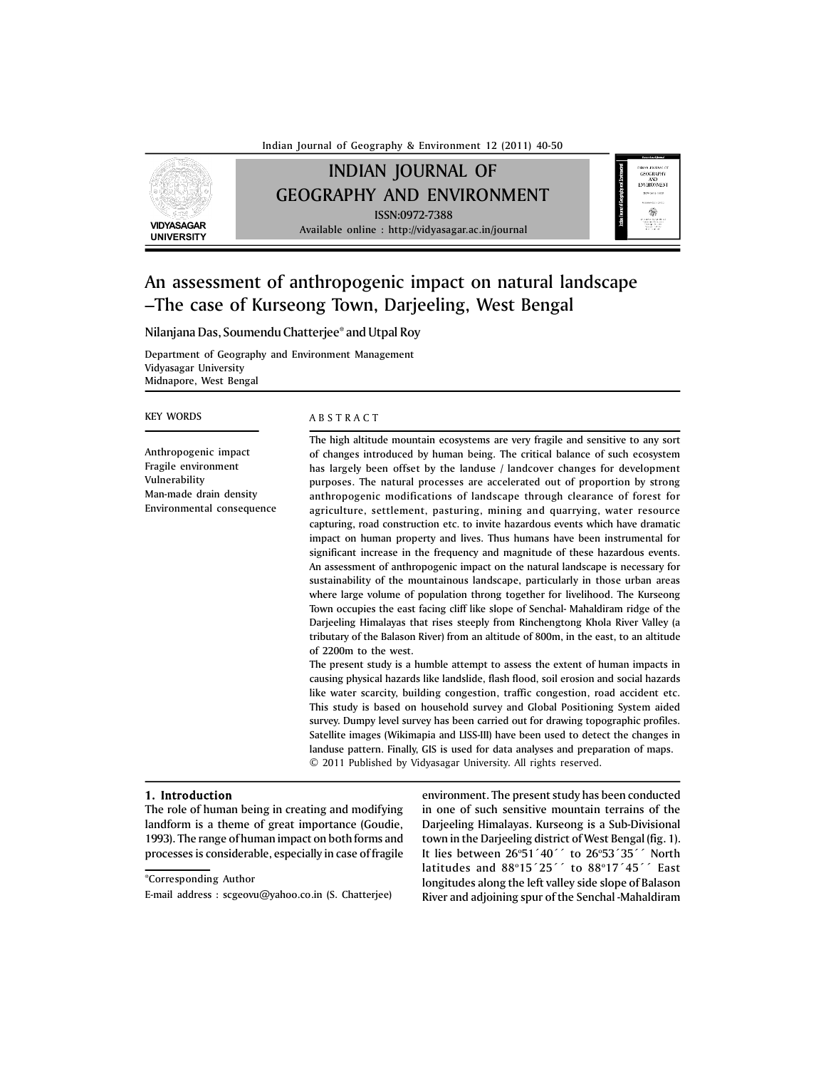# INDIAN JOURNAL OF GEOGRAPHY AND ENVIRONMENT

ISSN:0972-7388

Available online : http://vidyasagar.ac.in/journal

# An assessment of anthropogenic impact on natural landscape –The case of Kurseong Town, Darjeeling, West Bengal

Nilanjana Das, Soumendu Chatterjee* and Utpal Roy

Department of Geography and Environment Management
Vidyasagar University
Midnapore, West Bengal

**KEY WORDS**

Anthropogenic impact
Fragile environment
Vulnerability
Man-made drain density
Environmental consequence

**ABSTRACT**

The high altitude mountain ecosystems are very fragile and sensitive to any sort of changes introduced by human being. The critical balance of such ecosystem has largely been offset by the landuse / landcover changes for development purposes. The natural processes are accelerated out of proportion by strong anthropogenic modifications of landscape through clearance of forest for agriculture, settlement, pasturing, mining and quarrying, water resource capturing, road construction etc. to invite hazardous events which have dramatic impact on human property and lives. Thus humans have been instrumental for significant increase in the frequency and magnitude of these hazardous events. An assessment of anthropogenic impact on the natural landscape is necessary for sustainability of the mountainous landscape, particularly in those urban areas where large volume of population throng together for livelihood. The Kurseong Town occupies the east facing cliff like slope of Senchal- Mahaldiram ridge of the Darjeeling Himalayas that rises steeply from Rinchengtong Khola River Valley (a tributary of the Balason River) from an altitude of 800m, in the east, to an altitude of 2200m to the west.

The present study is a humble attempt to assess the extent of human impacts in causing physical hazards like landslide, flash flood, soil erosion and social hazards like water scarcity, building congestion, traffic congestion, road accident etc. This study is based on household survey and Global Positioning System aided survey. Dumpy level survey has been carried out for drawing topographic profiles. Satellite images (Wikimapia and LISS-III) have been used to detect the changes in landuse pattern. Finally, GIS is used for data analyses and preparation of maps.

© 2011 Published by Vidyasagar University. All rights reserved.

## 1. Introduction

The role of human being in creating and modifying landform is a theme of great importance (Goudie, 1993). The range of human impact on both forms and processes is considerable, especially in case of fragile environment. The present study has been conducted in one of such sensitive mountain terrains of the Darjeeling Himalayas. Kurseong is a Sub-Divisional town in the Darjeeling district of West Bengal (fig. 1). It lies between 26°51´40´´ to 26°53´35´´ North latitudes and 88°15´25´´ to 88°17´45´´ East longitudes along the left valley side slope of Balason River and adjoining spur of the Senchal -Mahaldiram

*Corresponding Author

E-mail address : scgeovu@yahoo.co.in (S. Chatterjee)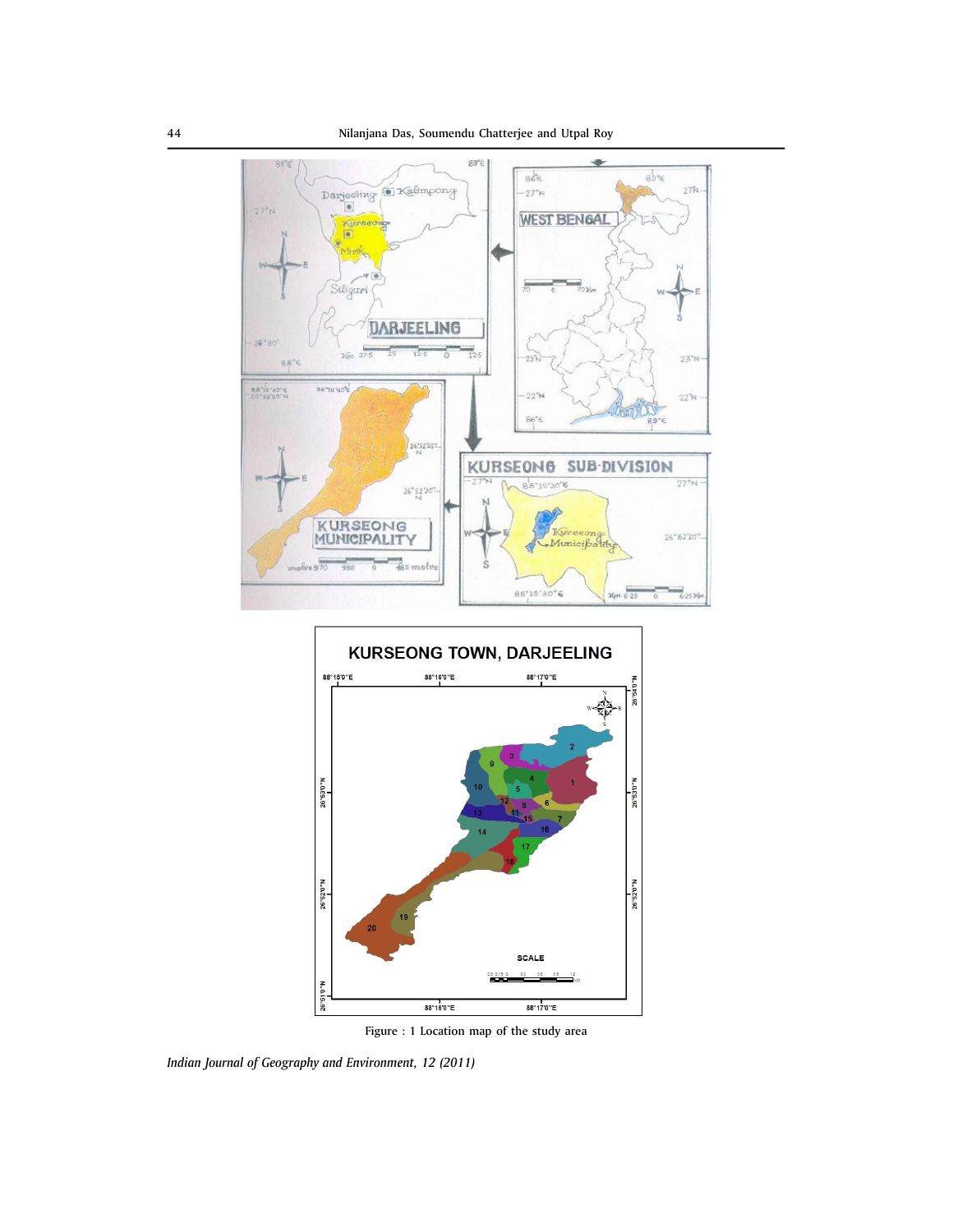Figure : 1 Location map of the study area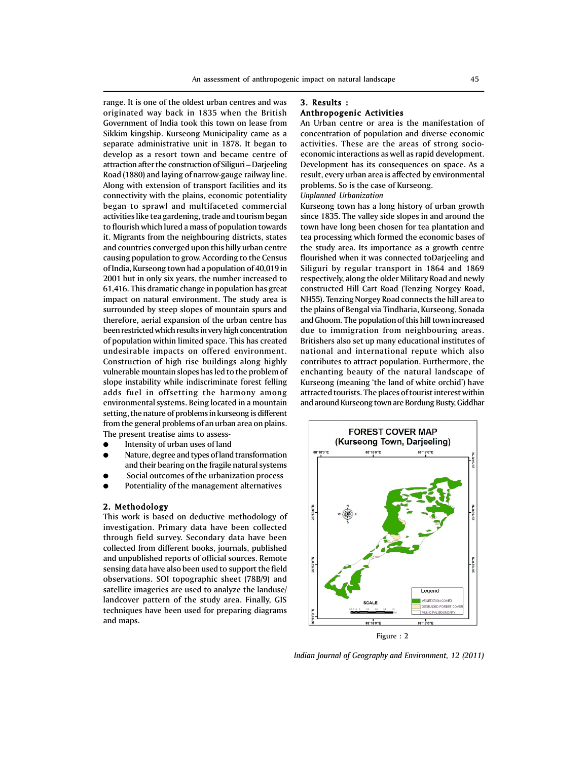range. It is one of the oldest urban centres and was originated way back in 1835 when the British Government of India took this town on lease from Sikkim kingship. Kurseong Municipality came as a separate administrative unit in 1878. It began to develop as a resort town and became centre of attraction after the construction of Siliguri – Darjeeling Road (1880) and laying of narrow-gauge railway line. Along with extension of transport facilities and its connectivity with the plains, economic potentiality began to sprawl and multifaceted commercial activities like tea gardening, trade and tourism began to flourish which lured a mass of population towards it. Migrants from the neighbouring districts, states and countries converged upon this hilly urban centre causing population to grow. According to the Census of India, Kurseong town had a population of 40,019 in 2001 but in only six years, the number increased to 61,416. This dramatic change in population has great impact on natural environment. The study area is surrounded by steep slopes of mountain spurs and therefore, aerial expansion of the urban centre has been restricted which results in very high concentration of population within limited space. This has created undesirable impacts on offered environment. Construction of high rise buildings along highly vulnerable mountain slopes has led to the problem of slope instability while indiscriminate forest felling adds fuel in offsetting the harmony among environmental systems. Being located in a mountain setting, the nature of problems in kurseong is different from the general problems of an urban area on plains. The present treatise aims to assess-

- Intensity of urban uses of land
- Nature, degree and types of land transformation and their bearing on the fragile natural systems
- Social outcomes of the urbanization process
- Potentiality of the management alternatives

## 2. Methodology

This work is based on deductive methodology of investigation. Primary data have been collected through field survey. Secondary data have been collected from different books, journals, published and unpublished reports of official sources. Remote sensing data have also been used to support the field observations. SOI topographic sheet (78B/9) and satellite imageries are used to analyze the landuse/ landcover pattern of the study area. Finally, GIS techniques have been used for preparing diagrams and maps.

## 3. Results :

### Anthropogenic Activities

An Urban centre or area is the manifestation of concentration of population and diverse economic activities. These are the areas of strong socio-economic interactions as well as rapid development. Development has its consequences on space. As a result, every urban area is affected by environmental problems. So is the case of Kurseong.

*Unplanned Urbanization*

Kurseong town has a long history of urban growth since 1835. The valley side slopes in and around the town have long been chosen for tea plantation and tea processing which formed the economic bases of the study area. Its importance as a growth centre flourished when it was connected toDarjeeling and Siliguri by regular transport in 1864 and 1869 respectively, along the older Military Road and newly constructed Hill Cart Road (Tenzing Norgey Road, NH55). Tenzing Norgey Road connects the hill area to the plains of Bengal via Tindharia, Kurseong, Sonada and Ghoom. The population of this hill town increased due to immigration from neighbouring areas. Britishers also set up many educational institutes of national and international repute which also contributes to attract population. Furthermore, the enchanting beauty of the natural landscape of Kurseong (meaning 'the land of white orchid') have attracted tourists. The places of tourist interest within and around Kurseong town are Bordung Busty, Giddhar

Figure : 2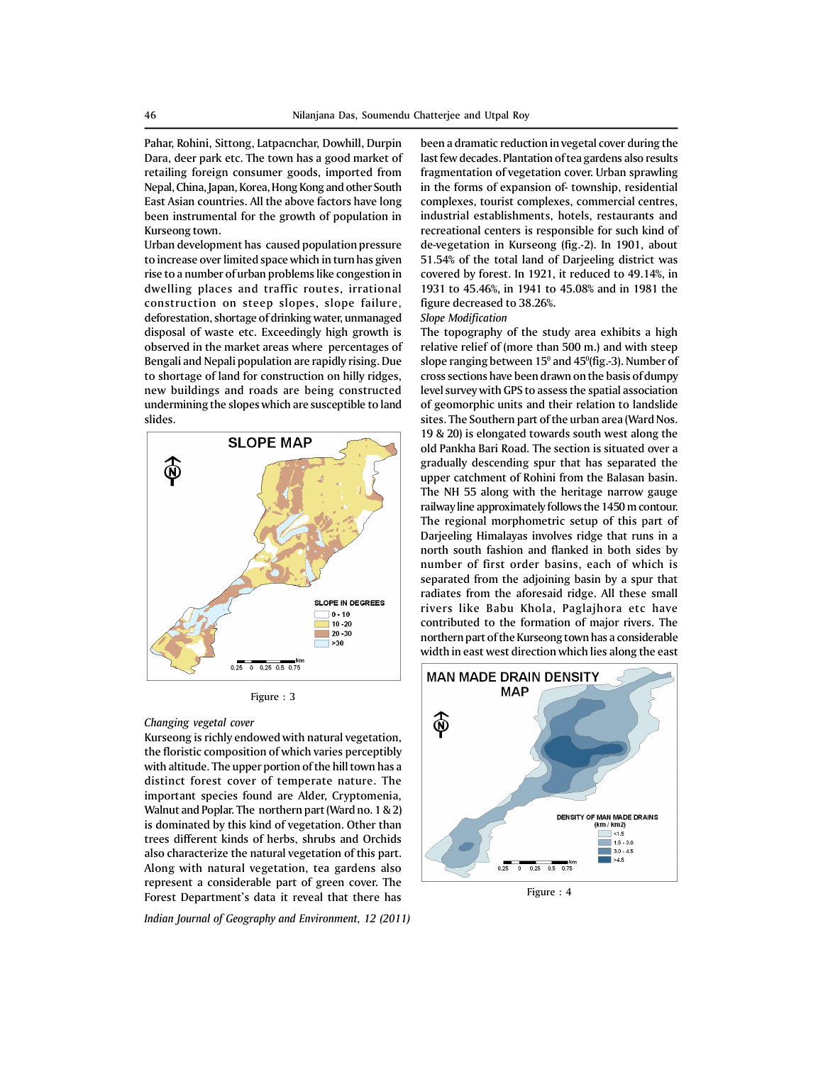Pahar, Rohini, Sittong, Latpacnchar, Dowhill, Durpin Dara, deer park etc. The town has a good market of retailing foreign consumer goods, imported from Nepal, China, Japan, Korea, Hong Kong and other South East Asian countries. All the above factors have long been instrumental for the growth of population in Kurseong town.

Urban development has caused population pressure to increase over limited space which in turn has given rise to a number of urban problems like congestion in dwelling places and traffic routes, irrational construction on steep slopes, slope failure, deforestation, shortage of drinking water, unmanaged disposal of waste etc. Exceedingly high growth is observed in the market areas where percentages of Bengali and Nepali population are rapidly rising. Due to shortage of land for construction on hilly ridges, new buildings and roads are being constructed undermining the slopes which are susceptible to land slides.

SLOPE MAP

SLOPE IN DEGREES: 0 - 10; 10 - 20; 20 - 30; >30

Figure : 3

*Changing vegetal cover*

Kurseong is richly endowed with natural vegetation, the floristic composition of which varies perceptibly with altitude. The upper portion of the hill town has a distinct forest cover of temperate nature. The important species found are Alder, Cryptomenia, Walnut and Poplar. The northern part (Ward no. 1 & 2) is dominated by this kind of vegetation. Other than trees different kinds of herbs, shrubs and Orchids also characterize the natural vegetation of this part. Along with natural vegetation, tea gardens also represent a considerable part of green cover. The Forest Department's data it reveal that there has been a dramatic reduction in vegetal cover during the last few decades. Plantation of tea gardens also results fragmentation of vegetation cover. Urban sprawling in the forms of expansion of- township, residential complexes, tourist complexes, commercial centres, industrial establishments, hotels, restaurants and recreational centers is responsible for such kind of de-vegetation in Kurseong (fig.-2). In 1901, about 51.54% of the total land of Darjeeling district was covered by forest. In 1921, it reduced to 49.14%, in 1931 to 45.46%, in 1941 to 45.08% and in 1981 the figure decreased to 38.26%.

*Slope Modification*

The topography of the study area exhibits a high relative relief of (more than 500 m.) and with steep slope ranging between $15^0$ and $45^0$(fig.-3). Number of cross sections have been drawn on the basis of dumpy level survey with GPS to assess the spatial association of geomorphic units and their relation to landslide sites. The Southern part of the urban area (Ward Nos. 19 & 20) is elongated towards south west along the old Pankha Bari Road. The section is situated over a gradually descending spur that has separated the upper catchment of Rohini from the Balasan basin. The NH 55 along with the heritage narrow gauge railway line approximately follows the 1450 m contour. The regional morphometric setup of this part of Darjeeling Himalayas involves ridge that runs in a north south fashion and flanked in both sides by number of first order basins, each of which is separated from the adjoining basin by a spur that radiates from the aforesaid ridge. All these small rivers like Babu Khola, Paglajhora etc have contributed to the formation of major rivers. The northern part of the Kurseong town has a considerable width in east west direction which lies along the east

MAN MADE DRAIN DENSITY MAP

DENSITY OF MAN MADE DRAINS (km / km2): <1.5; 1.5 - 3.0; 3.0 - 4.5; >4.5

Figure : 4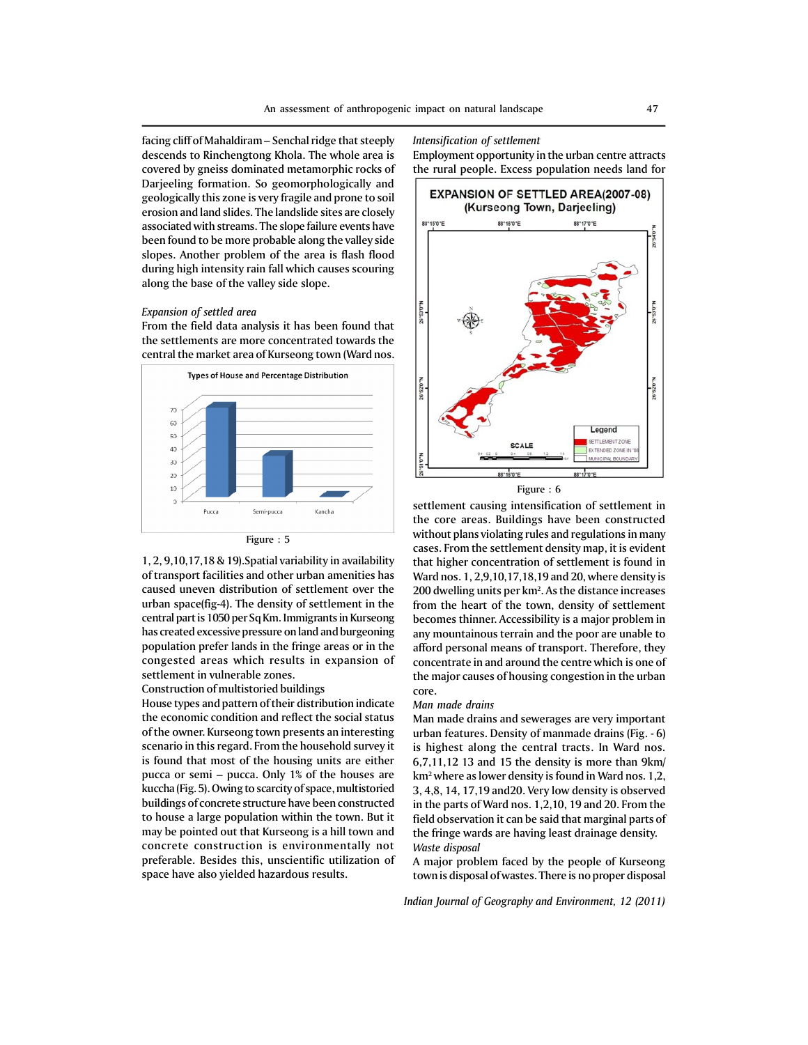facing cliff of Mahaldiram – Senchal ridge that steeply descends to Rinchengtong Khola. The whole area is covered by gneiss dominated metamorphic rocks of Darjeeling formation. So geomorphologically and geologically this zone is very fragile and prone to soil erosion and land slides. The landslide sites are closely associated with streams. The slope failure events have been found to be more probable along the valley side slopes. Another problem of the area is flash flood during high intensity rain fall which causes scouring along the base of the valley side slope.

*Expansion of settled area*

From the field data analysis it has been found that the settlements are more concentrated towards the central the market area of Kurseong town (Ward nos. 1, 2, 9,10,17,18 & 19).Spatial variability in availability of transport facilities and other urban amenities has caused uneven distribution of settlement over the urban space(fig-4). The density of settlement in the central part is 1050 per Sq Km. Immigrants in Kurseong has created excessive pressure on land and burgeoning population prefer lands in the fringe areas or in the congested areas which results in expansion of settlement in vulnerable zones.

Types of House and Percentage Distribution

Figure : 5

Construction of multistoried buildings

House types and pattern of their distribution indicate the economic condition and reflect the social status of the owner. Kurseong town presents an interesting scenario in this regard. From the household survey it is found that most of the housing units are either pucca or semi – pucca. Only 1% of the houses are kuccha (Fig. 5). Owing to scarcity of space, multistoried buildings of concrete structure have been constructed to house a large population within the town. But it may be pointed out that Kurseong is a hill town and concrete construction is environmentally not preferable. Besides this, unscientific utilization of space have also yielded hazardous results.

*Intensification of settlement*

Employment opportunity in the urban centre attracts the rural people. Excess population needs land for settlement causing intensification of settlement in the core areas. Buildings have been constructed without plans violating rules and regulations in many cases. From the settlement density map, it is evident that higher concentration of settlement is found in Ward nos. 1, 2,9,10,17,18,19 and 20, where density is 200 dwelling units per km². As the distance increases from the heart of the town, density of settlement becomes thinner. Accessibility is a major problem in any mountainous terrain and the poor are unable to afford personal means of transport. Therefore, they concentrate in and around the centre which is one of the major causes of housing congestion in the urban core.

EXPANSION OF SETTLED AREA(2007-08)
(Kurseong Town, Darjeeling)

Figure : 6

*Man made drains*

Man made drains and sewerages are very important urban features. Density of manmade drains (Fig. - 6) is highest along the central tracts. In Ward nos. 6,7,11,12 13 and 15 the density is more than 9km/km² where as lower density is found in Ward nos. 1,2, 3, 4,8, 14, 17,19 and20. Very low density is observed in the parts of Ward nos. 1,2,10, 19 and 20. From the field observation it can be said that marginal parts of the fringe wards are having least drainage density.

*Waste disposal*

A major problem faced by the people of Kurseong town is disposal of wastes. There is no proper disposal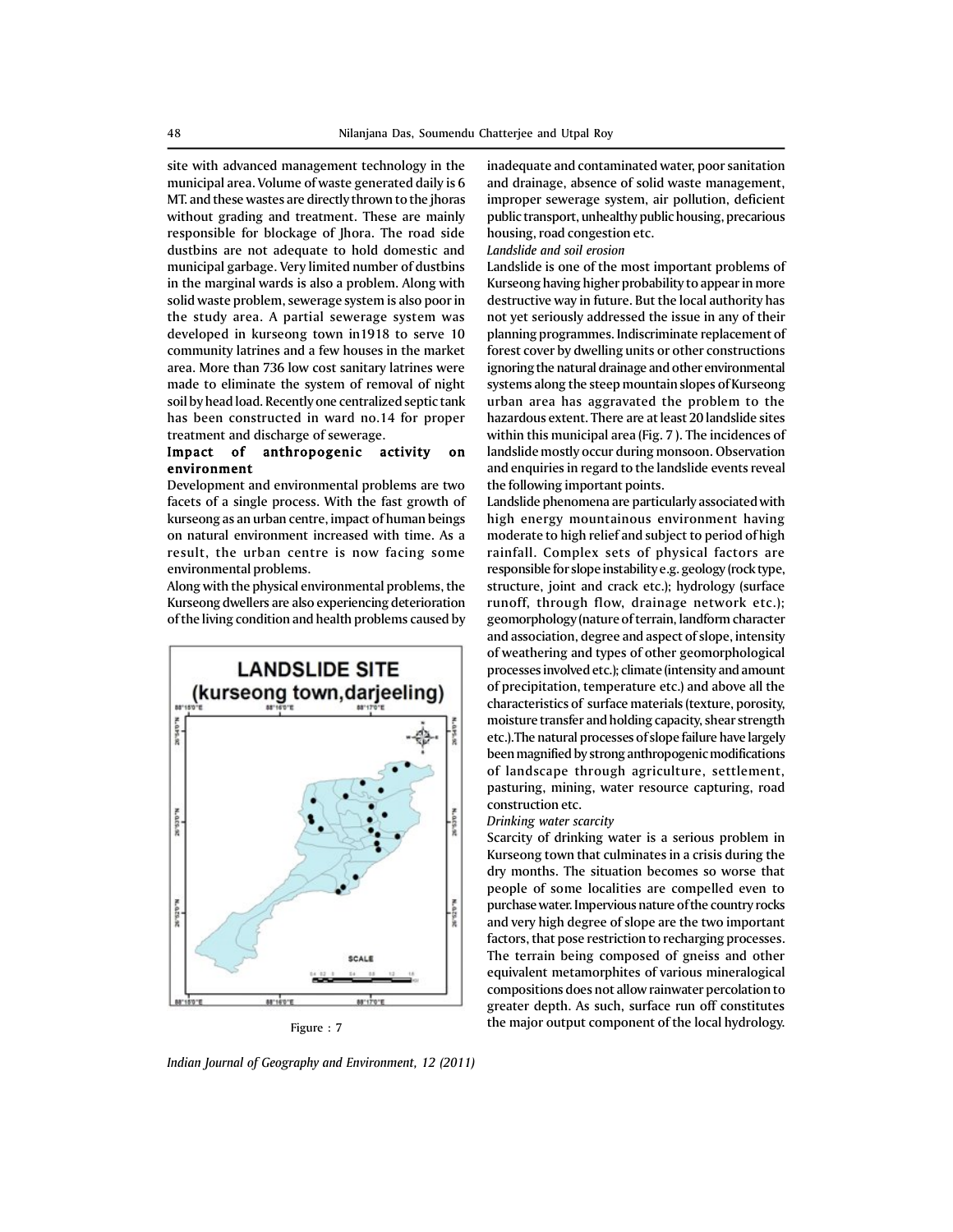site with advanced management technology in the municipal area. Volume of waste generated daily is 6 MT. and these wastes are directly thrown to the jhoras without grading and treatment. These are mainly responsible for blockage of Jhora. The road side dustbins are not adequate to hold domestic and municipal garbage. Very limited number of dustbins in the marginal wards is also a problem. Along with solid waste problem, sewerage system is also poor in the study area. A partial sewerage system was developed in kurseong town in1918 to serve 10 community latrines and a few houses in the market area. More than 736 low cost sanitary latrines were made to eliminate the system of removal of night soil by head load. Recently one centralized septic tank has been constructed in ward no.14 for proper treatment and discharge of sewerage.

**Impact of anthropogenic activity on environment**

Development and environmental problems are two facets of a single process. With the fast growth of kurseong as an urban centre, impact of human beings on natural environment increased with time. As a result, the urban centre is now facing some environmental problems.

Along with the physical environmental problems, the Kurseong dwellers are also experiencing deterioration of the living condition and health problems caused by inadequate and contaminated water, poor sanitation and drainage, absence of solid waste management, improper sewerage system, air pollution, deficient public transport, unhealthy public housing, precarious housing, road congestion etc.

*Landslide and soil erosion*

Landslide is one of the most important problems of Kurseong having higher probability to appear in more destructive way in future. But the local authority has not yet seriously addressed the issue in any of their planning programmes. Indiscriminate replacement of forest cover by dwelling units or other constructions ignoring the natural drainage and other environmental systems along the steep mountain slopes of Kurseong urban area has aggravated the problem to the hazardous extent. There are at least 20 landslide sites within this municipal area (Fig. 7 ). The incidences of landslide mostly occur during monsoon. Observation and enquiries in regard to the landslide events reveal the following important points.

Landslide phenomena are particularly associated with high energy mountainous environment having moderate to high relief and subject to period of high rainfall. Complex sets of physical factors are responsible for slope instability e.g. geology (rock type, structure, joint and crack etc.); hydrology (surface runoff, through flow, drainage network etc.); geomorphology (nature of terrain, landform character and association, degree and aspect of slope, intensity of weathering and types of other geomorphological processes involved etc.); climate (intensity and amount of precipitation, temperature etc.) and above all the characteristics of surface materials (texture, porosity, moisture transfer and holding capacity, shear strength etc.).The natural processes of slope failure have largely been magnified by strong anthropogenic modifications of landscape through agriculture, settlement, pasturing, mining, water resource capturing, road construction etc.

Figure : 7

*Drinking water scarcity*

Scarcity of drinking water is a serious problem in Kurseong town that culminates in a crisis during the dry months. The situation becomes so worse that people of some localities are compelled even to purchase water. Impervious nature of the country rocks and very high degree of slope are the two important factors, that pose restriction to recharging processes. The terrain being composed of gneiss and other equivalent metamorphites of various mineralogical compositions does not allow rainwater percolation to greater depth. As such, surface run off constitutes the major output component of the local hydrology.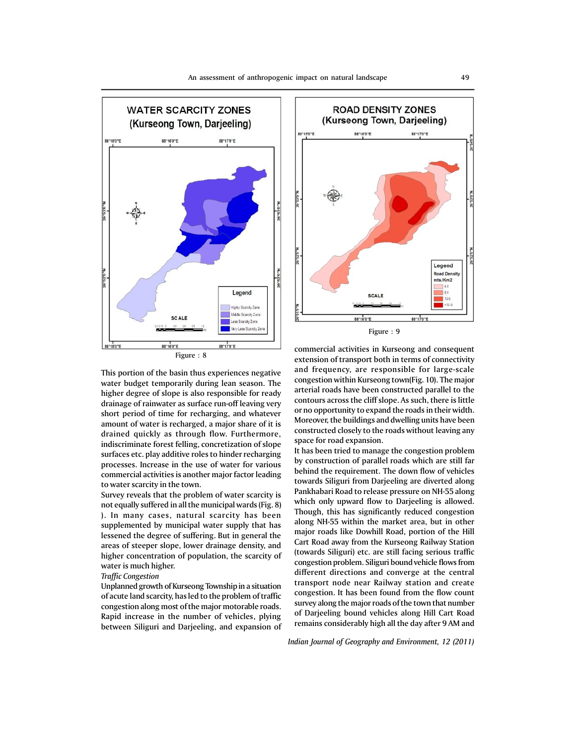Figure : 8

This portion of the basin thus experiences negative water budget temporarily during lean season. The higher degree of slope is also responsible for ready drainage of rainwater as surface run-off leaving very short period of time for recharging, and whatever amount of water is recharged, a major share of it is drained quickly as through flow. Furthermore, indiscriminate forest felling, concretization of slope surfaces etc. play additive roles to hinder recharging processes. Increase in the use of water for various commercial activities is another major factor leading to water scarcity in the town.

Survey reveals that the problem of water scarcity is not equally suffered in all the municipal wards (Fig. 8) ). In many cases, natural scarcity has been supplemented by municipal water supply that has lessened the degree of suffering. But in general the areas of steeper slope, lower drainage density, and higher concentration of population, the scarcity of water is much higher.

*Traffic Congestion*

Unplanned growth of Kurseong Township in a situation of acute land scarcity, has led to the problem of traffic congestion along most of the major motorable roads. Rapid increase in the number of vehicles, plying between Siliguri and Darjeeling, and expansion of

Figure : 9

commercial activities in Kurseong and consequent extension of transport both in terms of connectivity and frequency, are responsible for large-scale congestion within Kurseong town(Fig. 10). The major arterial roads have been constructed parallel to the contours across the cliff slope. As such, there is little or no opportunity to expand the roads in their width. Moreover, the buildings and dwelling units have been constructed closely to the roads without leaving any space for road expansion.

It has been tried to manage the congestion problem by construction of parallel roads which are still far behind the requirement. The down flow of vehicles towards Siliguri from Darjeeling are diverted along Pankhabari Road to release pressure on NH-55 along which only upward flow to Darjeeling is allowed. Though, this has significantly reduced congestion along NH-55 within the market area, but in other major roads like Dowhill Road, portion of the Hill Cart Road away from the Kurseong Railway Station (towards Siliguri) etc. are still facing serious traffic congestion problem. Siliguri bound vehicle flows from different directions and converge at the central transport node near Railway station and create congestion. It has been found from the flow count survey along the major roads of the town that number of Darjeeling bound vehicles along Hill Cart Road remains considerably high all the day after 9 AM and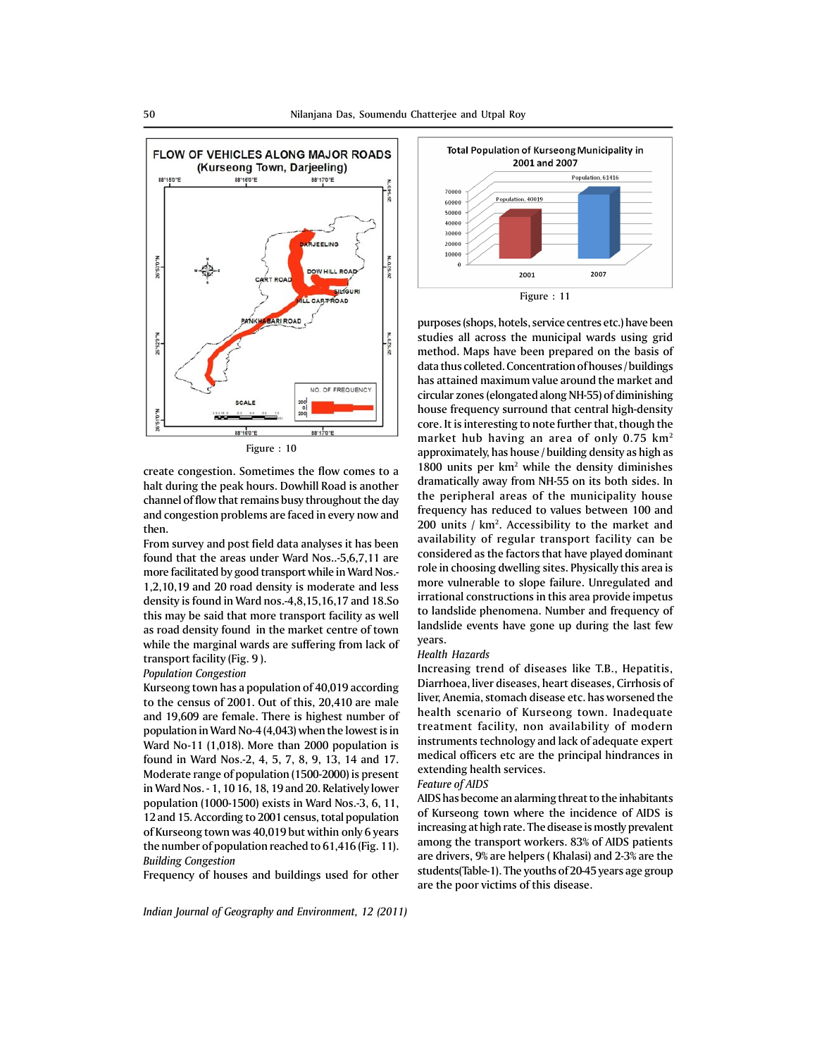FLOW OF VEHICLES ALONG MAJOR ROADS (Kurseong Town, Darjeeling)

Figure : 10

Total Population of Kurseong Municipality in 2001 and 2007

Figure : 11

create congestion. Sometimes the flow comes to a halt during the peak hours. Dowhill Road is another channel of flow that remains busy throughout the day and congestion problems are faced in every now and then.

From survey and post field data analyses it has been found that the areas under Ward Nos..-5,6,7,11 are more facilitated by good transport while in Ward Nos.-1,2,10,19 and 20 road density is moderate and less density is found in Ward nos.-4,8,15,16,17 and 18.So this may be said that more transport facility as well as road density found in the market centre of town while the marginal wards are suffering from lack of transport facility (Fig. 9 ).

*Population Congestion*

Kurseong town has a population of 40,019 according to the census of 2001. Out of this, 20,410 are male and 19,609 are female. There is highest number of population in Ward No-4 (4,043) when the lowest is in Ward No-11 (1,018). More than 2000 population is found in Ward Nos.-2, 4, 5, 7, 8, 9, 13, 14 and 17. Moderate range of population (1500-2000) is present in Ward Nos. - 1, 10 16, 18, 19 and 20. Relatively lower population (1000-1500) exists in Ward Nos.-3, 6, 11, 12 and 15. According to 2001 census, total population of Kurseong town was 40,019 but within only 6 years the number of population reached to 61,416 (Fig. 11).

*Building Congestion*

Frequency of houses and buildings used for other purposes (shops, hotels, service centres etc.) have been studies all across the municipal wards using grid method. Maps have been prepared on the basis of data thus colleted. Concentration of houses / buildings has attained maximum value around the market and circular zones (elongated along NH-55) of diminishing house frequency surround that central high-density core. It is interesting to note further that, though the market hub having an area of only 0.75 km$^2$ approximately, has house / building density as high as 1800 units per km$^2$ while the density diminishes dramatically away from NH-55 on its both sides. In the peripheral areas of the municipality house frequency has reduced to values between 100 and 200 units / km$^2$. Accessibility to the market and availability of regular transport facility can be considered as the factors that have played dominant role in choosing dwelling sites. Physically this area is more vulnerable to slope failure. Unregulated and irrational constructions in this area provide impetus to landslide phenomena. Number and frequency of landslide events have gone up during the last few years.

*Health Hazards*

Increasing trend of diseases like T.B., Hepatitis, Diarrhoea, liver diseases, heart diseases, Cirrhosis of liver, Anemia, stomach disease etc. has worsened the health scenario of Kurseong town. Inadequate treatment facility, non availability of modern instruments technology and lack of adequate expert medical officers etc are the principal hindrances in extending health services.

*Feature of AIDS*

AIDS has become an alarming threat to the inhabitants of Kurseong town where the incidence of AIDS is increasing at high rate. The disease is mostly prevalent among the transport workers. 83% of AIDS patients are drivers, 9% are helpers ( Khalasi) and 2-3% are the students(Table-1). The youths of 20-45 years age group are the poor victims of this disease.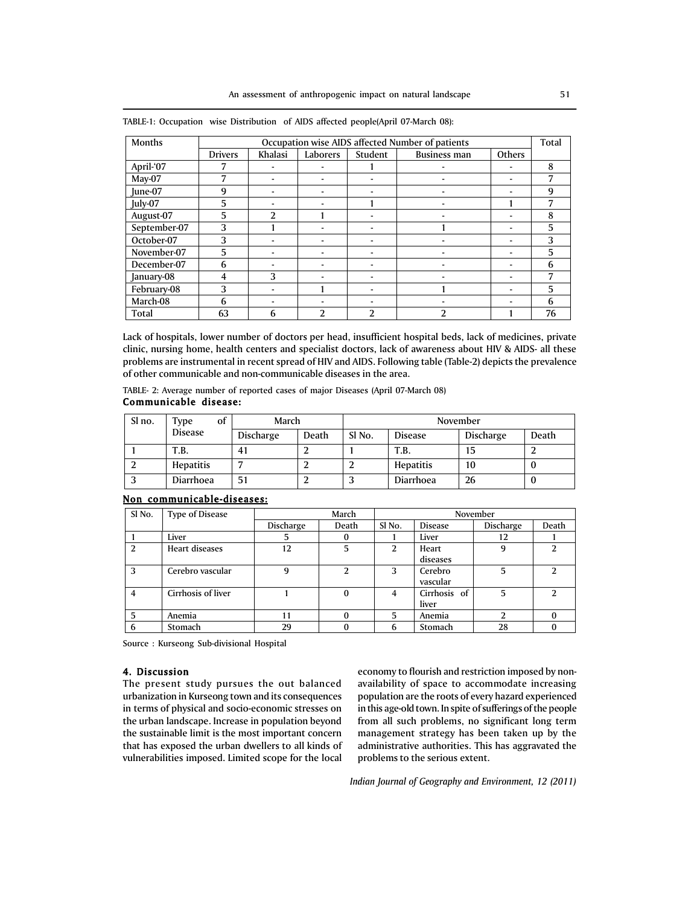TABLE-1: Occupation wise Distribution of AIDS affected people(April 07-March 08):

| Months | Occupation wise AIDS affected Number of patients | | | | | | Total |
|---|---|---|---|---|---|---|---|
| | Drivers | Khalasi | Laborers | Student | Business man | Others | |
| April-'07 | 7 | - | - | 1 | - | - | 8 |
| May-07 | 7 | - | - | - | - | - | 7 |
| June-07 | 9 | - | - | - | - | - | 9 |
| July-07 | 5 | - | - | 1 | - | 1 | 7 |
| August-07 | 5 | 2 | 1 | - | - | - | 8 |
| September-07 | 3 | 1 | - | - | 1 | - | 5 |
| October-07 | 3 | - | - | - | - | - | 3 |
| November-07 | 5 | - | - | - | - | - | 5 |
| December-07 | 6 | - | - | - | - | - | 6 |
| January-08 | 4 | 3 | - | - | - | - | 7 |
| February-08 | 3 | - | 1 | - | 1 | - | 5 |
| March-08 | 6 | - | - | - | - | - | 6 |
| Total | 63 | 6 | 2 | 2 | 2 | 1 | 76 |

Lack of hospitals, lower number of doctors per head, insufficient hospital beds, lack of medicines, private clinic, nursing home, health centers and specialist doctors, lack of awareness about HIV & AIDS- all these problems are instrumental in recent spread of HIV and AIDS. Following table (Table-2) depicts the prevalence of other communicable and non-communicable diseases in the area.

TABLE- 2: Average number of reported cases of major Diseases (April 07-March 08)

**Communicable disease:**

| Sl no. | Type of Disease | March | | November | | | |
|---|---|---|---|---|---|---|---|
| | | Discharge | Death | Sl No. | Disease | Discharge | Death |
| 1 | T.B. | 41 | 2 | 1 | T.B. | 15 | 2 |
| 2 | Hepatitis | 7 | 2 | 2 | Hepatitis | 10 | 0 |
| 3 | Diarrhoea | 51 | 2 | 3 | Diarrhoea | 26 | 0 |

**Non communicable-diseases:**

| Sl No. | Type of Disease | March | | November | | | |
|---|---|---|---|---|---|---|---|
| | | Discharge | Death | Sl No. | Disease | Discharge | Death |
| 1 | Liver | 5 | 0 | 1 | Liver | 12 | 1 |
| 2 | Heart diseases | 12 | 5 | 2 | Heart diseases | 9 | 2 |
| 3 | Cerebro vascular | 9 | 2 | 3 | Cerebro vascular | 5 | 2 |
| 4 | Cirrhosis of liver | 1 | 0 | 4 | Cirrhosis of liver | 5 | 2 |
| 5 | Anemia | 11 | 0 | 5 | Anemia | 2 | 0 |
| 6 | Stomach | 29 | 0 | 6 | Stomach | 28 | 0 |

Source : Kurseong Sub-divisional Hospital

## 4. Discussion

The present study pursues the out balanced urbanization in Kurseong town and its consequences in terms of physical and socio-economic stresses on the urban landscape. Increase in population beyond the sustainable limit is the most important concern that has exposed the urban dwellers to all kinds of vulnerabilities imposed. Limited scope for the local economy to flourish and restriction imposed by non-availability of space to accommodate increasing population are the roots of every hazard experienced in this age-old town. In spite of sufferings of the people from all such problems, no significant long term management strategy has been taken up by the administrative authorities. This has aggravated the problems to the serious extent.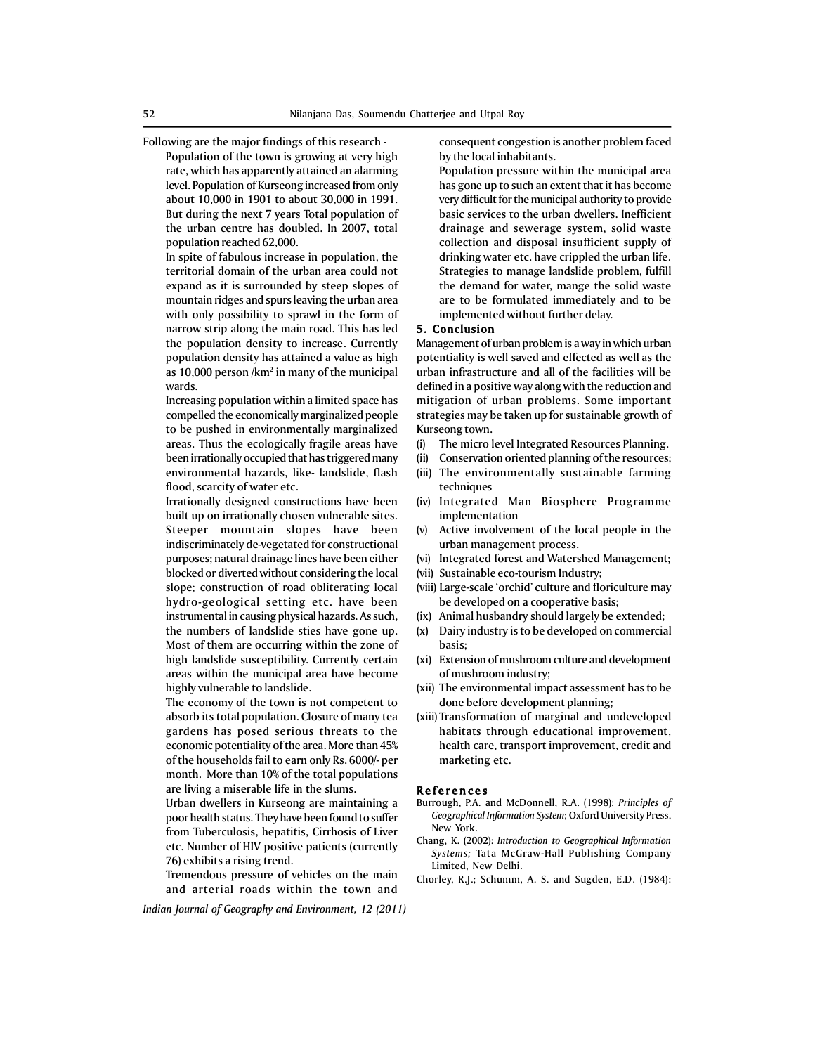Following are the major findings of this research -

Population of the town is growing at very high rate, which has apparently attained an alarming level. Population of Kurseong increased from only about 10,000 in 1901 to about 30,000 in 1991. But during the next 7 years Total population of the urban centre has doubled. In 2007, total population reached 62,000.

In spite of fabulous increase in population, the territorial domain of the urban area could not expand as it is surrounded by steep slopes of mountain ridges and spurs leaving the urban area with only possibility to sprawl in the form of narrow strip along the main road. This has led the population density to increase. Currently population density has attained a value as high as 10,000 person /km$^2$ in many of the municipal wards.

Increasing population within a limited space has compelled the economically marginalized people to be pushed in environmentally marginalized areas. Thus the ecologically fragile areas have been irrationally occupied that has triggered many environmental hazards, like- landslide, flash flood, scarcity of water etc.

Irrationally designed constructions have been built up on irrationally chosen vulnerable sites. Steeper mountain slopes have been indiscriminately de-vegetated for constructional purposes; natural drainage lines have been either blocked or diverted without considering the local slope; construction of road obliterating local hydro-geological setting etc. have been instrumental in causing physical hazards. As such, the numbers of landslide sties have gone up. Most of them are occurring within the zone of high landslide susceptibility. Currently certain areas within the municipal area have become highly vulnerable to landslide.

The economy of the town is not competent to absorb its total population. Closure of many tea gardens has posed serious threats to the economic potentiality of the area. More than 45% of the households fail to earn only Rs. 6000/- per month. More than 10% of the total populations are living a miserable life in the slums.

Urban dwellers in Kurseong are maintaining a poor health status. They have been found to suffer from Tuberculosis, hepatitis, Cirrhosis of Liver etc. Number of HIV positive patients (currently 76) exhibits a rising trend.

Tremendous pressure of vehicles on the main and arterial roads within the town and consequent congestion is another problem faced by the local inhabitants.

Population pressure within the municipal area has gone up to such an extent that it has become very difficult for the municipal authority to provide basic services to the urban dwellers. Inefficient drainage and sewerage system, solid waste collection and disposal insufficient supply of drinking water etc. have crippled the urban life. Strategies to manage landslide problem, fulfill the demand for water, mange the solid waste are to be formulated immediately and to be implemented without further delay.

## 5. Conclusion

Management of urban problem is a way in which urban potentiality is well saved and effected as well as the urban infrastructure and all of the facilities will be defined in a positive way along with the reduction and mitigation of urban problems. Some important strategies may be taken up for sustainable growth of Kurseong town.

(i) The micro level Integrated Resources Planning.
(ii) Conservation oriented planning of the resources;
(iii) The environmentally sustainable farming techniques
(iv) Integrated Man Biosphere Programme implementation
(v) Active involvement of the local people in the urban management process.
(vi) Integrated forest and Watershed Management;
(vii) Sustainable eco-tourism Industry;
(viii) Large-scale 'orchid' culture and floriculture may be developed on a cooperative basis;
(ix) Animal husbandry should largely be extended;
(x) Dairy industry is to be developed on commercial basis;
(xi) Extension of mushroom culture and development of mushroom industry;
(xii) The environmental impact assessment has to be done before development planning;
(xiii) Transformation of marginal and undeveloped habitats through educational improvement, health care, transport improvement, credit and marketing etc.

## References

Burrough, P.A. and McDonnell, R.A. (1998): *Principles of Geographical Information System*; Oxford University Press, New York.

Chang, K. (2002): *Introduction to Geographical Information Systems;* Tata McGraw-Hall Publishing Company Limited, New Delhi.

Chorley, R.J.; Schumm, A. S. and Sugden, E.D. (1984):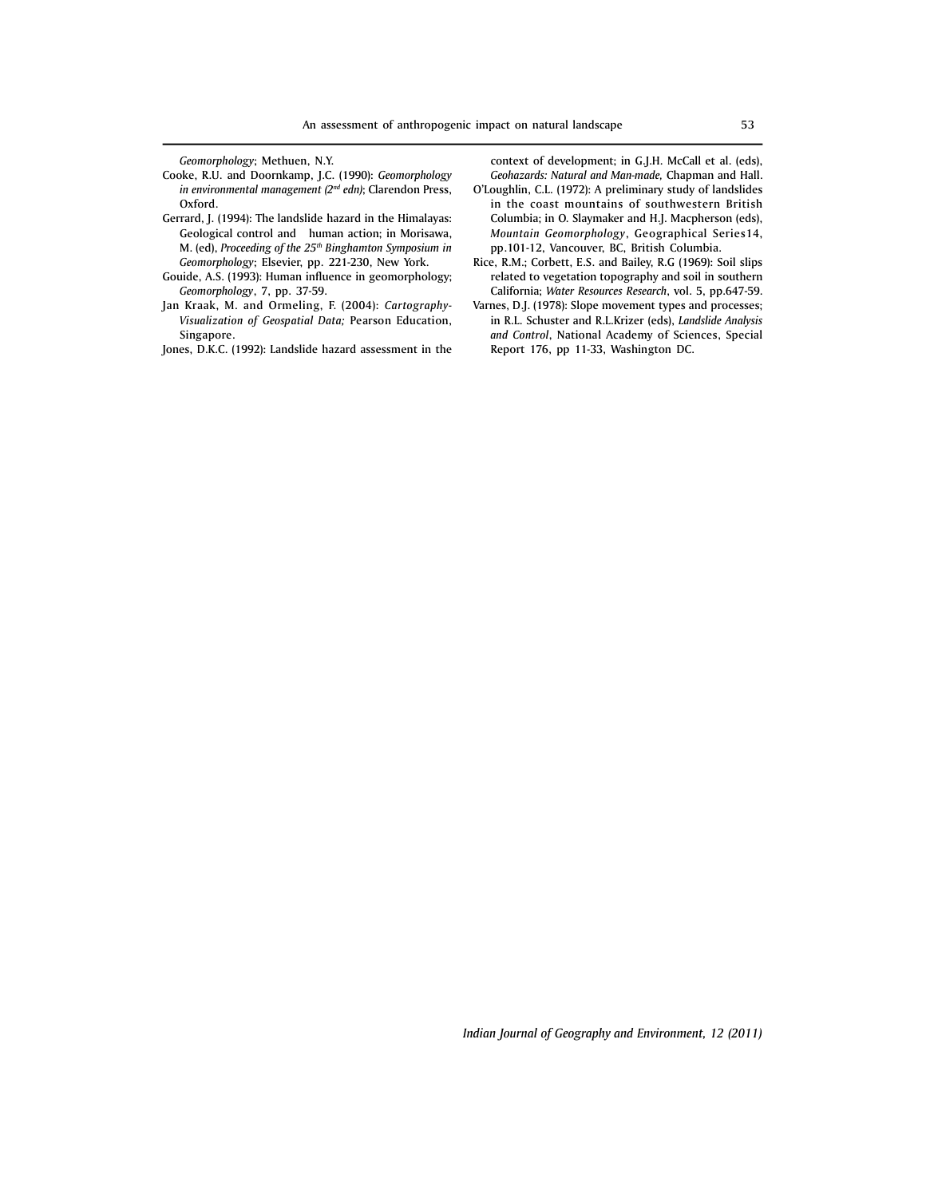*Geomorphology*; Methuen, N.Y.

Cooke, R.U. and Doornkamp, J.C. (1990): *Geomorphology in environmental management (2nd edn)*; Clarendon Press, Oxford.

Gerrard, J. (1994): The landslide hazard in the Himalayas: Geological control and human action; in Morisawa, M. (ed), *Proceeding of the 25th Binghamton Symposium in Geomorphology*; Elsevier, pp. 221-230, New York.

Gouide, A.S. (1993): Human influence in geomorphology; *Geomorphology*, 7, pp. 37-59.

Jan Kraak, M. and Ormeling, F. (2004): *Cartography-Visualization of Geospatial Data;* Pearson Education, Singapore.

Jones, D.K.C. (1992): Landslide hazard assessment in the context of development; in G.J.H. McCall et al. (eds), *Geohazards: Natural and Man-made*, Chapman and Hall.

O'Loughlin, C.L. (1972): A preliminary study of landslides in the coast mountains of southwestern British Columbia; in O. Slaymaker and H.J. Macpherson (eds), *Mountain Geomorphology*, Geographical Series14, pp.101-12, Vancouver, BC, British Columbia.

Rice, R.M.; Corbett, E.S. and Bailey, R.G (1969): Soil slips related to vegetation topography and soil in southern California; *Water Resources Research*, vol. 5, pp.647-59.

Varnes, D.J. (1978): Slope movement types and processes; in R.L. Schuster and R.L.Krizer (eds), *Landslide Analysis and Control*, National Academy of Sciences, Special Report 176, pp 11-33, Washington DC.